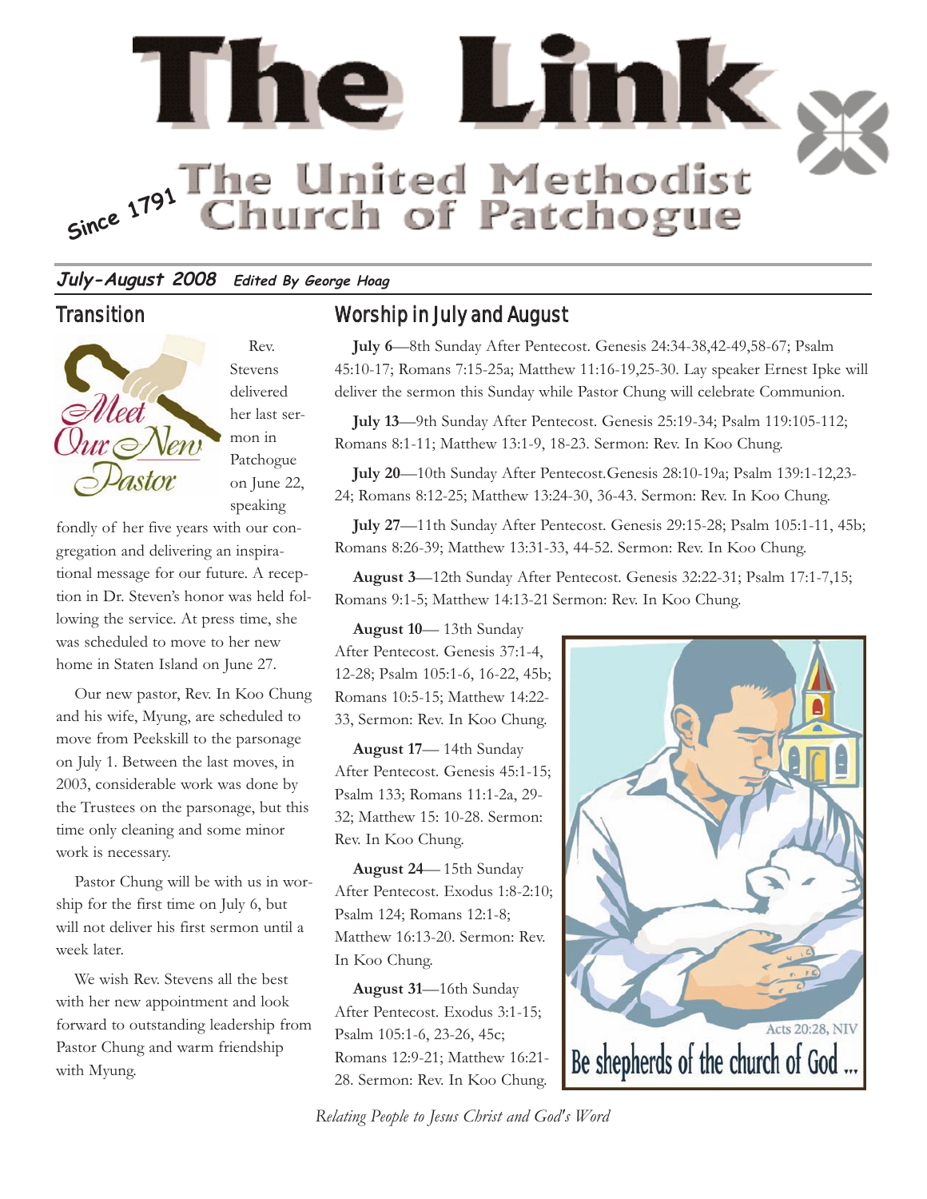# The Link

## The United Methodist Church of Patchogue

Since 1791

***July-August 2008*** ***Edited By George Hoag***

## Transition

Meet Our New Pastor

Rev. Stevens delivered her last sermon in Patchogue on June 22, speaking fondly of her five years with our congregation and delivering an inspirational message for our future. A reception in Dr. Steven's honor was held following the service. At press time, she was scheduled to move to her new home in Staten Island on June 27.

Our new pastor, Rev. In Koo Chung and his wife, Myung, are scheduled to move from Peekskill to the parsonage on July 1. Between the last moves, in 2003, considerable work was done by the Trustees on the parsonage, but this time only cleaning and some minor work is necessary.

Pastor Chung will be with us in worship for the first time on July 6, but will not deliver his first sermon until a week later.

We wish Rev. Stevens all the best with her new appointment and look forward to outstanding leadership from Pastor Chung and warm friendship with Myung.

## Worship in July and August

**July 6**—8th Sunday After Pentecost. Genesis 24:34-38,42-49,58-67; Psalm 45:10-17; Romans 7:15-25a; Matthew 11:16-19,25-30. Lay speaker Ernest Ipke will deliver the sermon this Sunday while Pastor Chung will celebrate Communion.

**July 13**—9th Sunday After Pentecost. Genesis 25:19-34; Psalm 119:105-112; Romans 8:1-11; Matthew 13:1-9, 18-23. Sermon: Rev. In Koo Chung.

**July 20**—10th Sunday After Pentecost.Genesis 28:10-19a; Psalm 139:1-12,23-24; Romans 8:12-25; Matthew 13:24-30, 36-43. Sermon: Rev. In Koo Chung.

**July 27**—11th Sunday After Pentecost. Genesis 29:15-28; Psalm 105:1-11, 45b; Romans 8:26-39; Matthew 13:31-33, 44-52. Sermon: Rev. In Koo Chung.

**August 3**—12th Sunday After Pentecost. Genesis 32:22-31; Psalm 17:1-7,15; Romans 9:1-5; Matthew 14:13-21 Sermon: Rev. In Koo Chung.

**August 10**— 13th Sunday After Pentecost. Genesis 37:1-4, 12-28; Psalm 105:1-6, 16-22, 45b; Romans 10:5-15; Matthew 14:22-33, Sermon: Rev. In Koo Chung.

**August 17**— 14th Sunday After Pentecost. Genesis 45:1-15; Psalm 133; Romans 11:1-2a, 29-32; Matthew 15: 10-28. Sermon: Rev. In Koo Chung.

**August 24**— 15th Sunday After Pentecost. Exodus 1:8-2:10; Psalm 124; Romans 12:1-8; Matthew 16:13-20. Sermon: Rev. In Koo Chung.

**August 31**—16th Sunday After Pentecost. Exodus 3:1-15; Psalm 105:1-6, 23-26, 45c; Romans 12:9-21; Matthew 16:21-28. Sermon: Rev. In Koo Chung.

Acts 20:28, NIV

Be shepherds of the church of God ...

*Relating People to Jesus Christ and God's Word*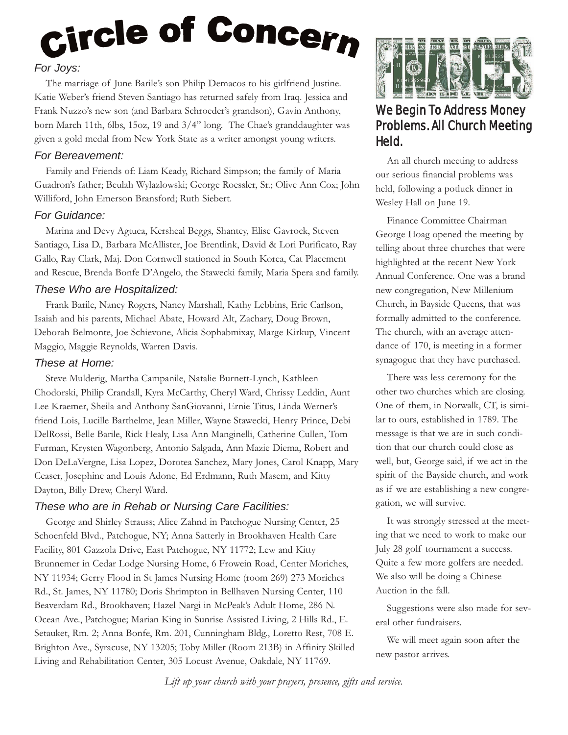# Circle of Concern

### *For Joys:*

The marriage of June Barile's son Philip Demacos to his girlfriend Justine. Katie Weber's friend Steven Santiago has returned safely from Iraq. Jessica and Frank Nuzzo's new son (and Barbara Schroeder's grandson), Gavin Anthony, born March 11th, 6lbs, 15oz, 19 and 3/4" long. The Chae's granddaughter was given a gold medal from New York State as a writer amongst young writers.

### *For Bereavement:*

Family and Friends of: Liam Keady, Richard Simpson; the family of Maria Guadron's father; Beulah Wylazlowski; George Roessler, Sr.; Olive Ann Cox; John Williford, John Emerson Bransford; Ruth Siebert.

### *For Guidance:*

Marina and Devy Agtuca, Kersheal Beggs, Shantey, Elise Gavrock, Steven Santiago, Lisa D., Barbara McAllister, Joe Brentlink, David & Lori Purificato, Ray Gallo, Ray Clark, Maj. Don Cornwell stationed in South Korea, Cat Placement and Rescue, Brenda Bonfe D'Angelo, the Stawecki family, Maria Spera and family.

### *These Who are Hospitalized:*

Frank Barile, Nancy Rogers, Nancy Marshall, Kathy Lebbins, Eric Carlson, Isaiah and his parents, Michael Abate, Howard Alt, Zachary, Doug Brown, Deborah Belmonte, Joe Schievone, Alicia Sophabmixay, Marge Kirkup, Vincent Maggio, Maggie Reynolds, Warren Davis.

### *These at Home:*

Steve Mulderig, Martha Campanile, Natalie Burnett-Lynch, Kathleen Chodorski, Philip Crandall, Kyra McCarthy, Cheryl Ward, Chrissy Leddin, Aunt Lee Kraemer, Sheila and Anthony SanGiovanni, Ernie Titus, Linda Werner's friend Lois, Lucille Barthelme, Jean Miller, Wayne Stawecki, Henry Prince, Debi DelRossi, Belle Barile, Rick Healy, Lisa Ann Manginelli, Catherine Cullen, Tom Furman, Krysten Wagonberg, Antonio Salgada, Ann Mazie Diema, Robert and Don DeLaVergne, Lisa Lopez, Dorotea Sanchez, Mary Jones, Carol Knapp, Mary Ceaser, Josephine and Louis Adone, Ed Erdmann, Ruth Masem, and Kitty Dayton, Billy Drew, Cheryl Ward.

### *These who are in Rehab or Nursing Care Facilities:*

George and Shirley Strauss; Alice Zahnd in Patchogue Nursing Center, 25 Schoenfeld Blvd., Patchogue, NY; Anna Satterly in Brookhaven Health Care Facility, 801 Gazzola Drive, East Patchogue, NY 11772; Lew and Kitty Brunnemer in Cedar Lodge Nursing Home, 6 Frowein Road, Center Moriches, NY 11934; Gerry Flood in St James Nursing Home (room 269) 273 Moriches Rd., St. James, NY 11780; Doris Shrimpton in Bellhaven Nursing Center, 110 Beaverdam Rd., Brookhaven; Hazel Nargi in McPeak's Adult Home, 286 N. Ocean Ave., Patchogue; Marian King in Sunrise Assisted Living, 2 Hills Rd., E. Setauket, Rm. 2; Anna Bonfe, Rm. 201, Cunningham Bldg., Loretto Rest, 708 E. Brighton Ave., Syracuse, NY 13205; Toby Miller (Room 213B) in Affinity Skilled Living and Rehabilitation Center, 305 Locust Avenue, Oakdale, NY 11769.

# FINANCES

## We Begin To Address Money Problems. All Church Meeting Held.

An all church meeting to address our serious financial problems was held, following a potluck dinner in Wesley Hall on June 19.

Finance Committee Chairman George Hoag opened the meeting by telling about three churches that were highlighted at the recent New York Annual Conference. One was a brand new congregation, New Millenium Church, in Bayside Queens, that was formally admitted to the conference. The church, with an average attendance of 170, is meeting in a former synagogue that they have purchased.

There was less ceremony for the other two churches which are closing. One of them, in Norwalk, CT, is similar to ours, established in 1789. The message is that we are in such condition that our church could close as well, but, George said, if we act in the spirit of the Bayside church, and work as if we are establishing a new congregation, we will survive.

It was strongly stressed at the meeting that we need to work to make our July 28 golf tournament a success. Quite a few more golfers are needed. We also will be doing a Chinese Auction in the fall.

Suggestions were also made for several other fundraisers.

We will meet again soon after the new pastor arrives.

*Lift up your church with your prayers, presence, gifts and service.*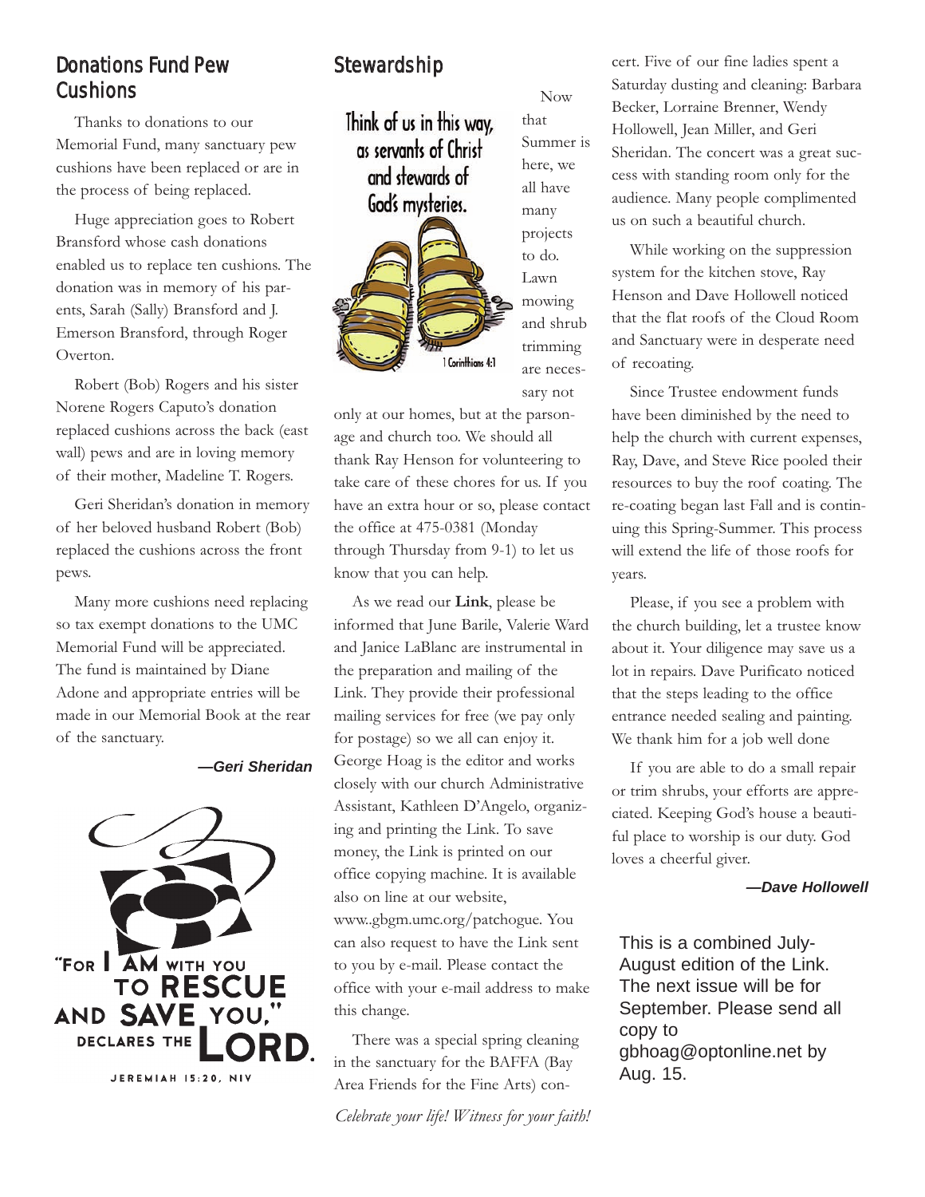## Donations Fund Pew Cushions

Thanks to donations to our Memorial Fund, many sanctuary pew cushions have been replaced or are in the process of being replaced.

Huge appreciation goes to Robert Bransford whose cash donations enabled us to replace ten cushions. The donation was in memory of his parents, Sarah (Sally) Bransford and J. Emerson Bransford, through Roger Overton.

Robert (Bob) Rogers and his sister Norene Rogers Caputo's donation replaced cushions across the back (east wall) pews and are in loving memory of their mother, Madeline T. Rogers.

Geri Sheridan's donation in memory of her beloved husband Robert (Bob) replaced the cushions across the front pews.

Many more cushions need replacing so tax exempt donations to the UMC Memorial Fund will be appreciated. The fund is maintained by Diane Adone and appropriate entries will be made in our Memorial Book at the rear of the sanctuary.

***—Geri Sheridan***

"For I am with you to rescue and save you," declares the Lord.

Jeremiah 15:20, NIV

## Stewardship

Think of us in this way, as servants of Christ and stewards of God's mysteries.

1 Corinthians 4:1

Now that Summer is here, we all have many projects to do. Lawn mowing and shrub trimming are necessary not only at our homes, but at the parsonage and church too. We should all thank Ray Henson for volunteering to take care of these chores for us. If you have an extra hour or so, please contact the office at 475-0381 (Monday through Thursday from 9-1) to let us know that you can help.

As we read our **Link**, please be informed that June Barile, Valerie Ward and Janice LaBlanc are instrumental in the preparation and mailing of the Link. They provide their professional mailing services for free (we pay only for postage) so we all can enjoy it. George Hoag is the editor and works closely with our church Administrative Assistant, Kathleen D'Angelo, organizing and printing the Link. To save money, the Link is printed on our office copying machine. It is available also on line at our website, www..gbgm.umc.org/patchogue. You can also request to have the Link sent to you by e-mail. Please contact the office with your e-mail address to make this change.

There was a special spring cleaning in the sanctuary for the BAFFA (Bay Area Friends for the Fine Arts) concert. Five of our fine ladies spent a Saturday dusting and cleaning: Barbara Becker, Lorraine Brenner, Wendy Hollowell, Jean Miller, and Geri Sheridan. The concert was a great success with standing room only for the audience. Many people complimented us on such a beautiful church.

While working on the suppression system for the kitchen stove, Ray Henson and Dave Hollowell noticed that the flat roofs of the Cloud Room and Sanctuary were in desperate need of recoating.

Since Trustee endowment funds have been diminished by the need to help the church with current expenses, Ray, Dave, and Steve Rice pooled their resources to buy the roof coating. The re-coating began last Fall and is continuing this Spring-Summer. This process will extend the life of those roofs for years.

Please, if you see a problem with the church building, let a trustee know about it. Your diligence may save us a lot in repairs. Dave Purificato noticed that the steps leading to the office entrance needed sealing and painting. We thank him for a job well done

If you are able to do a small repair or trim shrubs, your efforts are appreciated. Keeping God's house a beautiful place to worship is our duty. God loves a cheerful giver.

***—Dave Hollowell***

This is a combined July-August edition of the Link. The next issue will be for September. Please send all copy to gbhoag@optonline.net by Aug. 15.

*Celebrate your life! Witness for your faith!*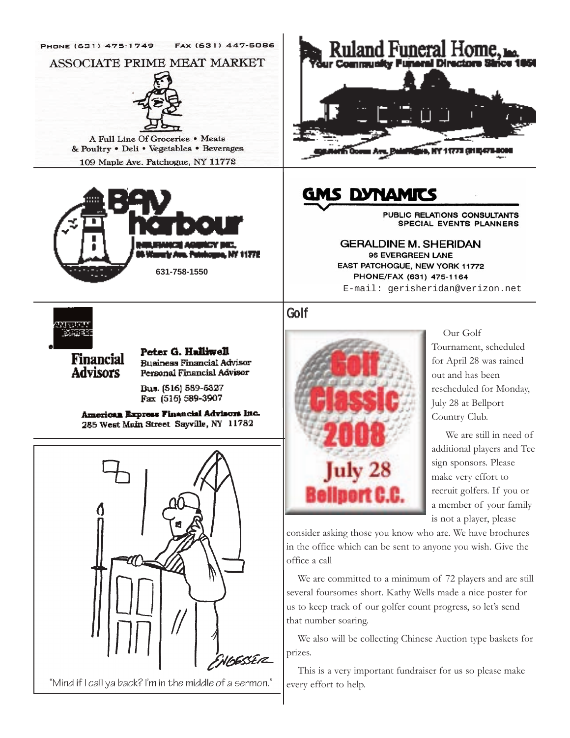PHONE (631) 475-1749 FAX (631) 447-5086

ASSOCIATE PRIME MEAT MARKET

A Full Line Of Groceries • Meats & Poultry • Deli • Vegetables • Beverages

109 Maple Ave. Patchogue, NY 11772

Ruland Funeral Home, Inc.

Your Community Funeral Directors Since 1850

Bay harbour

INSURANCE AGENCY INC.

631-758-1550

GMS DYNAMICS

PUBLIC RELATIONS CONSULTANTS
SPECIAL EVENTS PLANNERS

GERALDINE M. SHERIDAN
96 EVERGREEN LANE
EAST PATCHOGUE, NEW YORK 11772
PHONE/FAX (631) 475-1164
E-mail: gerisheridan@verizon.net

American Express

Financial Advisors

**Peter G. Halliwell**
Business Financial Advisor
Personal Financial Advisor

Bus. (516) 589-5327
Fax (516) 589-3907

American Express Financial Advisors Inc.
285 West Main Street Sayville, NY 11782

"Mind if I call ya back? I'm in the middle of a sermon."

## Golf

Golf Classic 2008 July 28 Bellport C.C.

Our Golf Tournament, scheduled for April 28 was rained out and has been rescheduled for Monday, July 28 at Bellport Country Club.

We are still in need of additional players and Tee sign sponsors. Please make very effort to recruit golfers. If you or a member of your family is not a player, please consider asking those you know who are. We have brochures in the office which can be sent to anyone you wish. Give the office a call

We are committed to a minimum of 72 players and are still several foursomes short. Kathy Wells made a nice poster for us to keep track of our golfer count progress, so let's send that number soaring.

We also will be collecting Chinese Auction type baskets for prizes.

This is a very important fundraiser for us so please make every effort to help.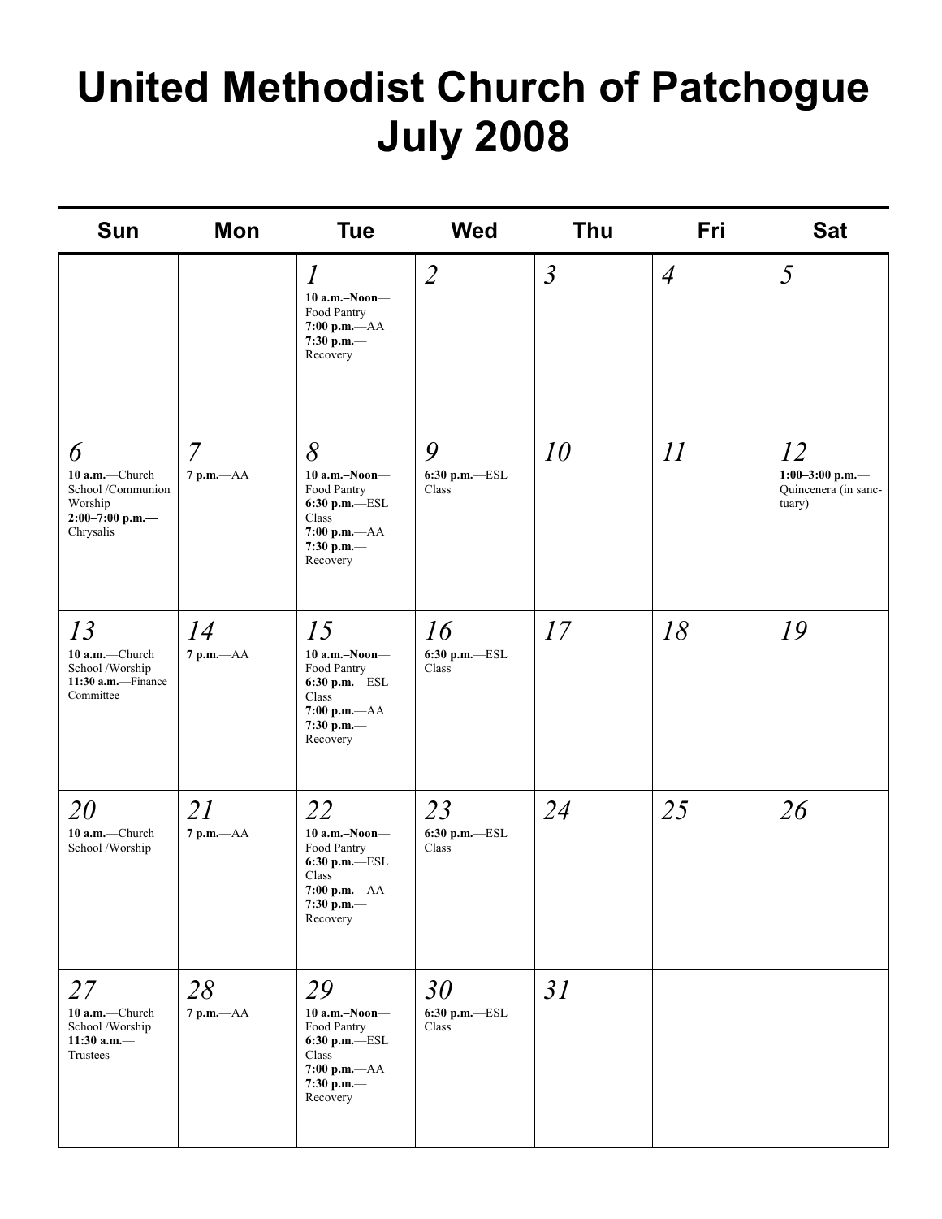# United Methodist Church of Patchogue
# July 2008

| Sun | Mon | Tue | Wed | Thu | Fri | Sat |
|---|---|---|---|---|---|---|
| | | *1* **10 a.m.–Noon**—Food Pantry **7:00 p.m.**—AA **7:30 p.m.**—Recovery | *2* | *3* | *4* | *5* |
| *6* **10 a.m.**—Church School /Communion Worship **2:00–7:00 p.m.**—Chrysalis | *7* **7 p.m.**—AA | *8* **10 a.m.–Noon**—Food Pantry **6:30 p.m.**—ESL Class **7:00 p.m.**—AA **7:30 p.m.**—Recovery | *9* **6:30 p.m.**—ESL Class | *10* | *11* | *12* **1:00–3:00 p.m.**—Quincenera (in sanctuary) |
| *13* **10 a.m.**—Church School /Worship **11:30 a.m.**—Finance Committee | *14* **7 p.m.**—AA | *15* **10 a.m.–Noon**—Food Pantry **6:30 p.m.**—ESL Class **7:00 p.m.**—AA **7:30 p.m.**—Recovery | *16* **6:30 p.m.**—ESL Class | *17* | *18* | *19* |
| *20* **10 a.m.**—Church School /Worship | *21* **7 p.m.**—AA | *22* **10 a.m.–Noon**—Food Pantry **6:30 p.m.**—ESL Class **7:00 p.m.**—AA **7:30 p.m.**—Recovery | *23* **6:30 p.m.**—ESL Class | *24* | *25* | *26* |
| *27* **10 a.m.**—Church School /Worship **11:30 a.m.**—Trustees | *28* **7 p.m.**—AA | *29* **10 a.m.–Noon**—Food Pantry **6:30 p.m.**—ESL Class **7:00 p.m.**—AA **7:30 p.m.**—Recovery | *30* **6:30 p.m.**—ESL Class | *31* | | |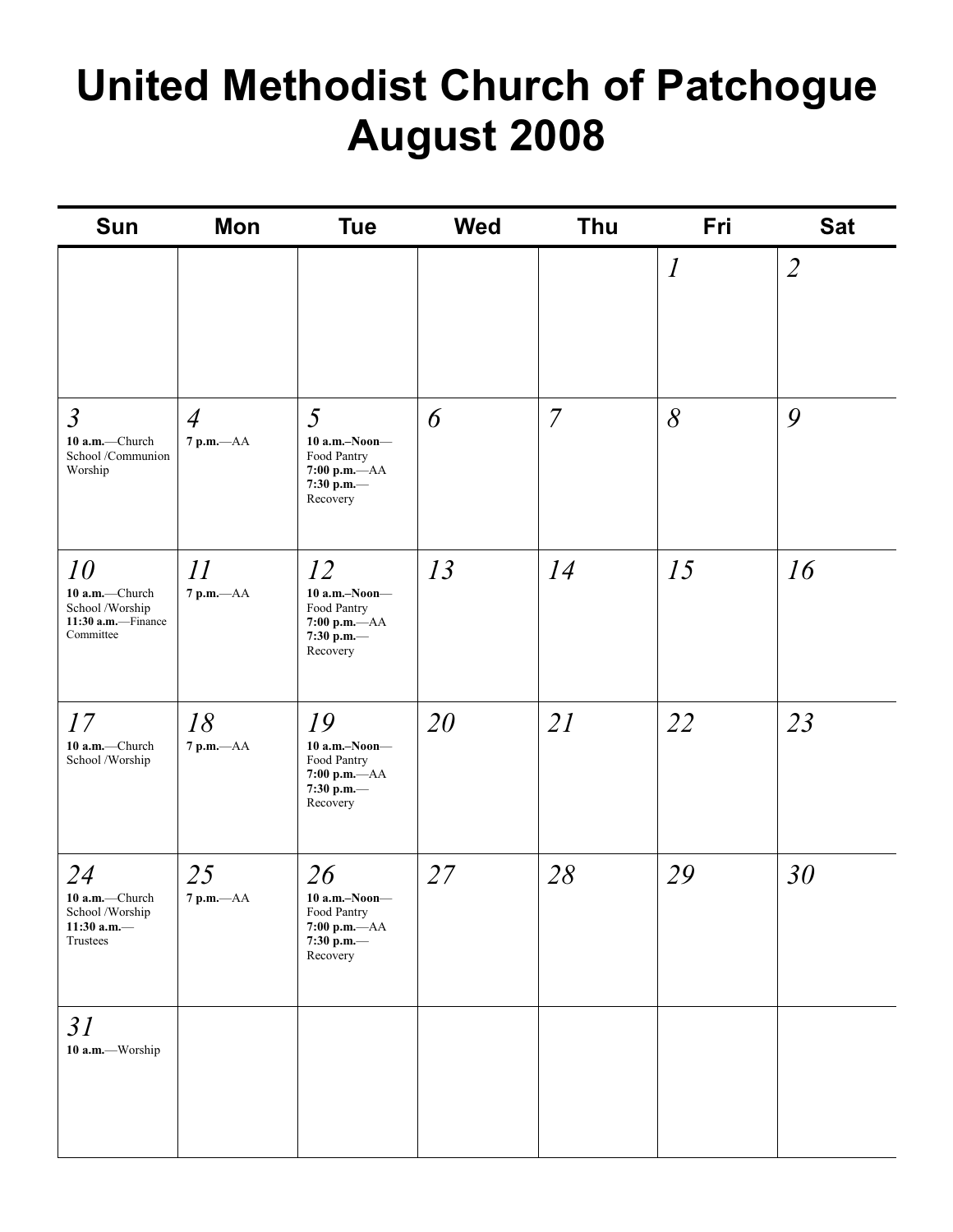# United Methodist Church of Patchogue
# August 2008

| Sun | Mon | Tue | Wed | Thu | Fri | Sat |
|---|---|---|---|---|---|---|
| | | | | | *1* | *2* |
| *3*<br>**10 a.m.**—Church School /Communion Worship | *4*<br>**7 p.m.**—AA | *5*<br>**10 a.m.–Noon**—Food Pantry<br>**7:00 p.m.**—AA<br>**7:30 p.m.**—Recovery | *6* | *7* | *8* | *9* |
| *10*<br>**10 a.m.**—Church School /Worship<br>**11:30 a.m.**—Finance Committee | *11*<br>**7 p.m.**—AA | *12*<br>**10 a.m.–Noon**—Food Pantry<br>**7:00 p.m.**—AA<br>**7:30 p.m.**—Recovery | *13* | *14* | *15* | *16* |
| *17*<br>**10 a.m.**—Church School /Worship | *18*<br>**7 p.m.**—AA | *19*<br>**10 a.m.–Noon**—Food Pantry<br>**7:00 p.m.**—AA<br>**7:30 p.m.**—Recovery | *20* | *21* | *22* | *23* |
| *24*<br>**10 a.m.**—Church School /Worship<br>**11:30 a.m.**—Trustees | *25*<br>**7 p.m.**—AA | *26*<br>**10 a.m.–Noon**—Food Pantry<br>**7:00 p.m.**—AA<br>**7:30 p.m.**—Recovery | *27* | *28* | *29* | *30* |
| *31*<br>**10 a.m.**—Worship | | | | | | |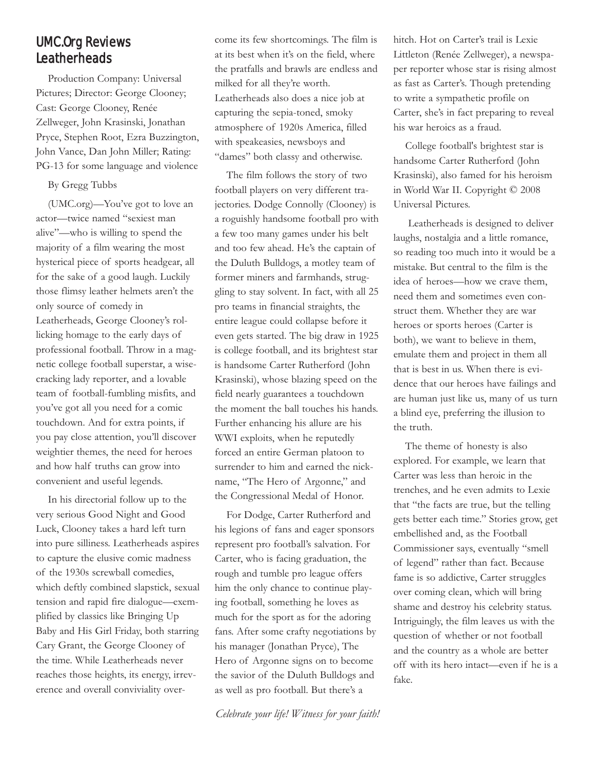## UMC.Org Reviews Leatherheads

Production Company: Universal Pictures; Director: George Clooney; Cast: George Clooney, Renée Zellweger, John Krasinski, Jonathan Pryce, Stephen Root, Ezra Buzzington, John Vance, Dan John Miller; Rating: PG-13 for some language and violence

By Gregg Tubbs

(UMC.org)—You've got to love an actor—twice named "sexiest man alive"—who is willing to spend the majority of a film wearing the most hysterical piece of sports headgear, all for the sake of a good laugh. Luckily those flimsy leather helmets aren't the only source of comedy in Leatherheads, George Clooney's rollicking homage to the early days of professional football. Throw in a magnetic college football superstar, a wisecracking lady reporter, and a lovable team of football-fumbling misfits, and you've got all you need for a comic touchdown. And for extra points, if you pay close attention, you'll discover weightier themes, the need for heroes and how half truths can grow into convenient and useful legends.

In his directorial follow up to the very serious Good Night and Good Luck, Clooney takes a hard left turn into pure silliness. Leatherheads aspires to capture the elusive comic madness of the 1930s screwball comedies, which deftly combined slapstick, sexual tension and rapid fire dialogue—exemplified by classics like Bringing Up Baby and His Girl Friday, both starring Cary Grant, the George Clooney of the time. While Leatherheads never reaches those heights, its energy, irreverence and overall conviviality overcome its few shortcomings. The film is at its best when it's on the field, where the pratfalls and brawls are endless and milked for all they're worth. Leatherheads also does a nice job at capturing the sepia-toned, smoky atmosphere of 1920s America, filled with speakeasies, newsboys and "dames" both classy and otherwise.

The film follows the story of two football players on very different trajectories. Dodge Connolly (Clooney) is a roguishly handsome football pro with a few too many games under his belt and too few ahead. He's the captain of the Duluth Bulldogs, a motley team of former miners and farmhands, struggling to stay solvent. In fact, with all 25 pro teams in financial straights, the entire league could collapse before it even gets started. The big draw in 1925 is college football, and its brightest star is handsome Carter Rutherford (John Krasinski), whose blazing speed on the field nearly guarantees a touchdown the moment the ball touches his hands. Further enhancing his allure are his WWI exploits, when he reputedly forced an entire German platoon to surrender to him and earned the nickname, "The Hero of Argonne," and the Congressional Medal of Honor.

For Dodge, Carter Rutherford and his legions of fans and eager sponsors represent pro football's salvation. For Carter, who is facing graduation, the rough and tumble pro league offers him the only chance to continue playing football, something he loves as much for the sport as for the adoring fans. After some crafty negotiations by his manager (Jonathan Pryce), The Hero of Argonne signs on to become the savior of the Duluth Bulldogs and as well as pro football. But there's a hitch. Hot on Carter's trail is Lexie Littleton (Renée Zellweger), a newspaper reporter whose star is rising almost as fast as Carter's. Though pretending to write a sympathetic profile on Carter, she's in fact preparing to reveal his war heroics as a fraud.

College football's brightest star is handsome Carter Rutherford (John Krasinski), also famed for his heroism in World War II. Copyright © 2008 Universal Pictures.

Leatherheads is designed to deliver laughs, nostalgia and a little romance, so reading too much into it would be a mistake. But central to the film is the idea of heroes—how we crave them, need them and sometimes even construct them. Whether they are war heroes or sports heroes (Carter is both), we want to believe in them, emulate them and project in them all that is best in us. When there is evidence that our heroes have failings and are human just like us, many of us turn a blind eye, preferring the illusion to the truth.

The theme of honesty is also explored. For example, we learn that Carter was less than heroic in the trenches, and he even admits to Lexie that "the facts are true, but the telling gets better each time." Stories grow, get embellished and, as the Football Commissioner says, eventually "smell of legend" rather than fact. Because fame is so addictive, Carter struggles over coming clean, which will bring shame and destroy his celebrity status. Intriguingly, the film leaves us with the question of whether or not football and the country as a whole are better off with its hero intact—even if he is a fake.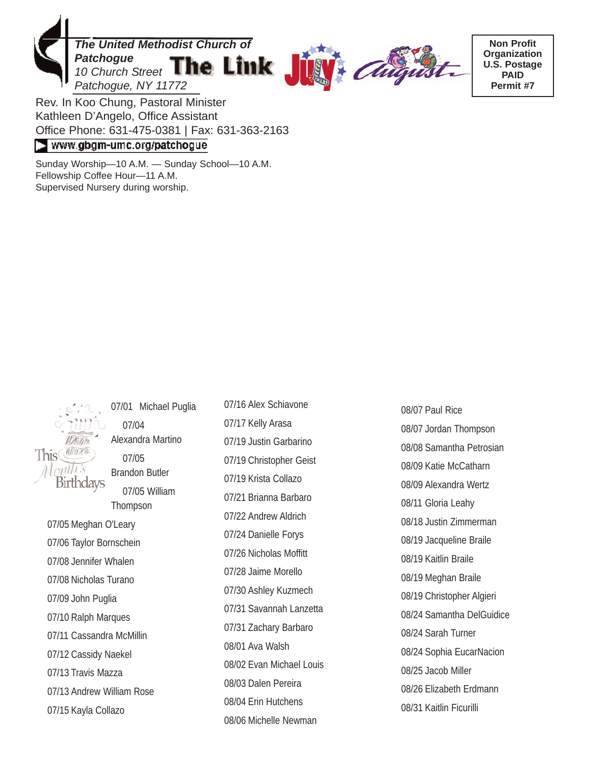**The United Methodist Church of Patchogue**
*10 Church Street*
*Patchogue, NY 11772*

# The Link

July August

**Non Profit Organization U.S. Postage PAID Permit #7**

Rev. In Koo Chung, Pastoral Minister
Kathleen D'Angelo, Office Assistant
Office Phone: 631-475-0381 | Fax: 631-363-2163

www.gbgm-umc.org/patchogue

Sunday Worship—10 A.M. — Sunday School—10 A.M.
Fellowship Coffee Hour—11 A.M.
Supervised Nursery during worship.

## This Month's Birthdays

07/01 Michael Puglia
07/04 Alexandra Martino
07/05 Brandon Butler
07/05 William Thompson
07/05 Meghan O'Leary
07/06 Taylor Bornschein
07/08 Jennifer Whalen
07/08 Nicholas Turano
07/09 John Puglia
07/10 Ralph Marques
07/11 Cassandra McMillin
07/12 Cassidy Naekel
07/13 Travis Mazza
07/13 Andrew William Rose
07/15 Kayla Collazo
07/16 Alex Schiavone
07/17 Kelly Arasa
07/19 Justin Garbarino
07/19 Christoper Geist
07/19 Krista Collazo
07/21 Brianna Barbaro
07/22 Andrew Aldrich
07/24 Danielle Forys
07/26 Nicholas Moffitt
07/28 Jaime Morello
07/30 Ashley Kuzmech
07/31 Savannah Lanzetta
07/31 Zachary Barbaro
08/01 Ava Walsh
08/02 Evan Michael Louis
08/03 Dalen Pereira
08/04 Erin Hutchens
08/06 Michelle Newman
08/07 Paul Rice
08/07 Jordan Thompson
08/08 Samantha Petrosian
08/09 Katie McCatharn
08/09 Alexandra Wertz
08/11 Gloria Leahy
08/18 Justin Zimmerman
08/19 Jacqueline Braile
08/19 Kaitlin Braile
08/19 Meghan Braile
08/19 Christopher Algieri
08/24 Samantha DelGuidice
08/24 Sarah Turner
08/24 Sophia EucarNacion
08/25 Jacob Miller
08/26 Elizabeth Erdmann
08/31 Kaitlin Ficurilli